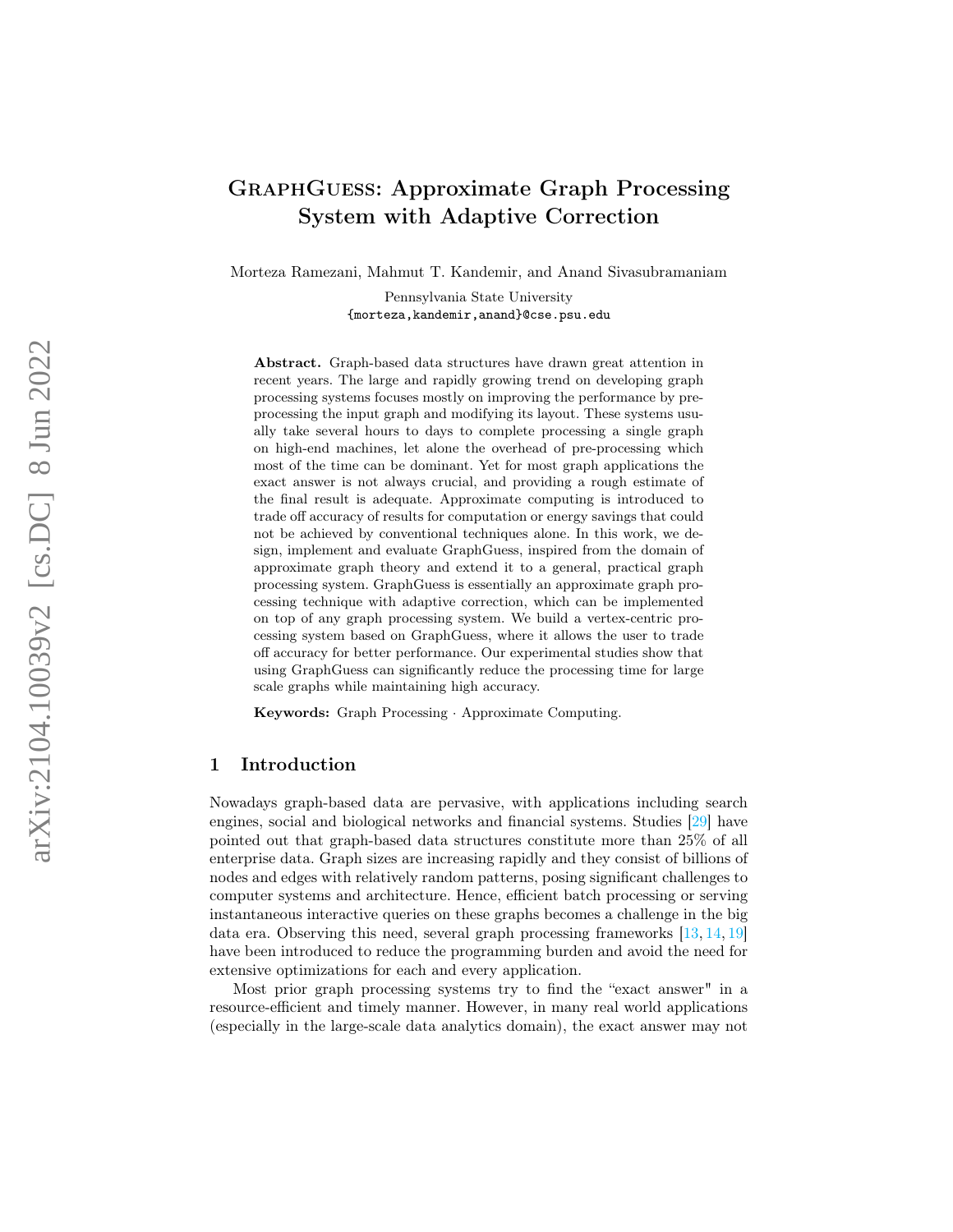# GraphGuess: Approximate Graph Processing System with Adaptive Correction

Morteza Ramezani, Mahmut T. Kandemir, and Anand Sivasubramaniam

Pennsylvania State University
{morteza,kandemir,anand}@cse.psu.edu

**Abstract.** Graph-based data structures have drawn great attention in recent years. The large and rapidly growing trend on developing graph processing systems focuses mostly on improving the performance by preprocessing the input graph and modifying its layout. These systems usually take several hours to days to complete processing a single graph on high-end machines, let alone the overhead of pre-processing which most of the time can be dominant. Yet for most graph applications the exact answer is not always crucial, and providing a rough estimate of the final result is adequate. Approximate computing is introduced to trade off accuracy of results for computation or energy savings that could not be achieved by conventional techniques alone. In this work, we design, implement and evaluate GraphGuess, inspired from the domain of approximate graph theory and extend it to a general, practical graph processing system. GraphGuess is essentially an approximate graph processing technique with adaptive correction, which can be implemented on top of any graph processing system. We build a vertex-centric processing system based on GraphGuess, where it allows the user to trade off accuracy for better performance. Our experimental studies show that using GraphGuess can significantly reduce the processing time for large scale graphs while maintaining high accuracy.

**Keywords:** Graph Processing · Approximate Computing.

## 1 Introduction

Nowadays graph-based data are pervasive, with applications including search engines, social and biological networks and financial systems. Studies [29] have pointed out that graph-based data structures constitute more than 25% of all enterprise data. Graph sizes are increasing rapidly and they consist of billions of nodes and edges with relatively random patterns, posing significant challenges to computer systems and architecture. Hence, efficient batch processing or serving instantaneous interactive queries on these graphs becomes a challenge in the big data era. Observing this need, several graph processing frameworks [13, 14, 19] have been introduced to reduce the programming burden and avoid the need for extensive optimizations for each and every application.

Most prior graph processing systems try to find the "exact answer" in a resource-efficient and timely manner. However, in many real world applications (especially in the large-scale data analytics domain), the exact answer may not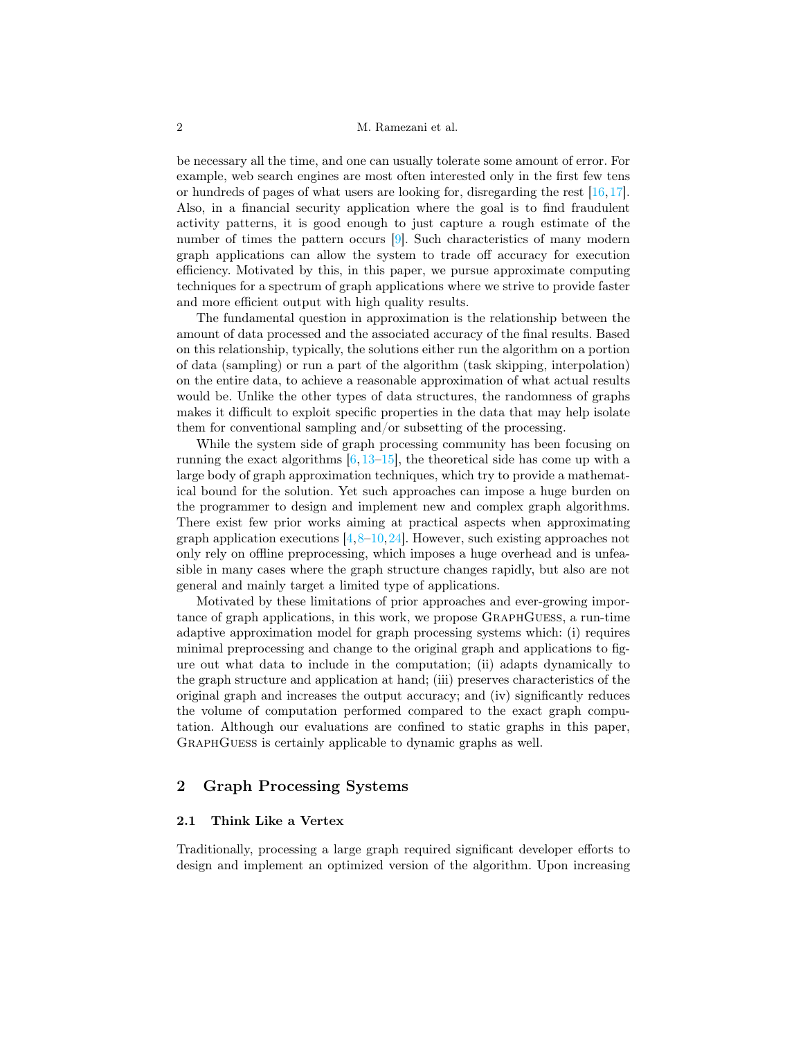be necessary all the time, and one can usually tolerate some amount of error. For example, web search engines are most often interested only in the first few tens or hundreds of pages of what users are looking for, disregarding the rest [16,17]. Also, in a financial security application where the goal is to find fraudulent activity patterns, it is good enough to just capture a rough estimate of the number of times the pattern occurs [9]. Such characteristics of many modern graph applications can allow the system to trade off accuracy for execution efficiency. Motivated by this, in this paper, we pursue approximate computing techniques for a spectrum of graph applications where we strive to provide faster and more efficient output with high quality results.

The fundamental question in approximation is the relationship between the amount of data processed and the associated accuracy of the final results. Based on this relationship, typically, the solutions either run the algorithm on a portion of data (sampling) or run a part of the algorithm (task skipping, interpolation) on the entire data, to achieve a reasonable approximation of what actual results would be. Unlike the other types of data structures, the randomness of graphs makes it difficult to exploit specific properties in the data that may help isolate them for conventional sampling and/or subsetting of the processing.

While the system side of graph processing community has been focusing on running the exact algorithms [6,13–15], the theoretical side has come up with a large body of graph approximation techniques, which try to provide a mathematical bound for the solution. Yet such approaches can impose a huge burden on the programmer to design and implement new and complex graph algorithms. There exist few prior works aiming at practical aspects when approximating graph application executions [4,8–10,24]. However, such existing approaches not only rely on offline preprocessing, which imposes a huge overhead and is unfeasible in many cases where the graph structure changes rapidly, but also are not general and mainly target a limited type of applications.

Motivated by these limitations of prior approaches and ever-growing importance of graph applications, in this work, we propose GraphGuess, a run-time adaptive approximation model for graph processing systems which: (i) requires minimal preprocessing and change to the original graph and applications to figure out what data to include in the computation; (ii) adapts dynamically to the graph structure and application at hand; (iii) preserves characteristics of the original graph and increases the output accuracy; and (iv) significantly reduces the volume of computation performed compared to the exact graph computation. Although our evaluations are confined to static graphs in this paper, GraphGuess is certainly applicable to dynamic graphs as well.

## 2 Graph Processing Systems

### 2.1 Think Like a Vertex

Traditionally, processing a large graph required significant developer efforts to design and implement an optimized version of the algorithm. Upon increasing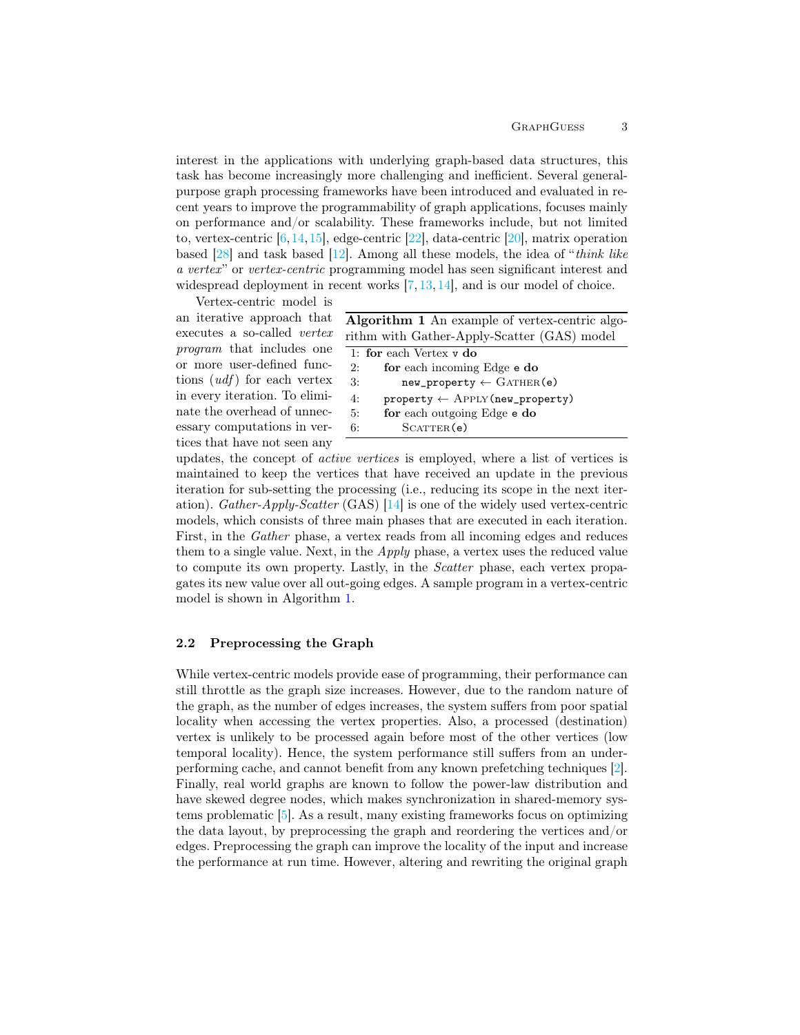interest in the applications with underlying graph-based data structures, this task has become increasingly more challenging and inefficient. Several general-purpose graph processing frameworks have been introduced and evaluated in recent years to improve the programmability of graph applications, focuses mainly on performance and/or scalability. These frameworks include, but not limited to, vertex-centric [6,14,15], edge-centric [22], data-centric [20], matrix operation based [28] and task based [12]. Among all these models, the idea of "*think like a vertex*" or *vertex-centric* programming model has seen significant interest and widespread deployment in recent works [7,13,14], and is our model of choice.

Vertex-centric model is an iterative approach that executes a so-called *vertex program* that includes one or more user-defined functions (*udf*) for each vertex in every iteration. To eliminate the overhead of unnecessary computations in vertices that have not seen any updates, the concept of *active vertices* is employed, where a list of vertices is maintained to keep the vertices that have received an update in the previous iteration for sub-setting the processing (i.e., reducing its scope in the next iteration). *Gather-Apply-Scatter* (GAS) [14] is one of the widely used vertex-centric models, which consists of three main phases that are executed in each iteration. First, in the *Gather* phase, a vertex reads from all incoming edges and reduces them to a single value. Next, in the *Apply* phase, a vertex uses the reduced value to compute its own property. Lastly, in the *Scatter* phase, each vertex propagates its new value over all out-going edges. A sample program in a vertex-centric model is shown in Algorithm 1.

**Algorithm 1** An example of vertex-centric algorithm with Gather-Apply-Scatter (GAS) model

```
1: for each Vertex v do
2:     for each incoming Edge e do
3:         new_property ← Gather(e)
4:     property ← Apply(new_property)
5:     for each outgoing Edge e do
6:         Scatter(e)
```

## 2.2 Preprocessing the Graph

While vertex-centric models provide ease of programming, their performance can still throttle as the graph size increases. However, due to the random nature of the graph, as the number of edges increases, the system suffers from poor spatial locality when accessing the vertex properties. Also, a processed (destination) vertex is unlikely to be processed again before most of the other vertices (low temporal locality). Hence, the system performance still suffers from an under-performing cache, and cannot benefit from any known prefetching techniques [2]. Finally, real world graphs are known to follow the power-law distribution and have skewed degree nodes, which makes synchronization in shared-memory systems problematic [5]. As a result, many existing frameworks focus on optimizing the data layout, by preprocessing the graph and reordering the vertices and/or edges. Preprocessing the graph can improve the locality of the input and increase the performance at run time. However, altering and rewriting the original graph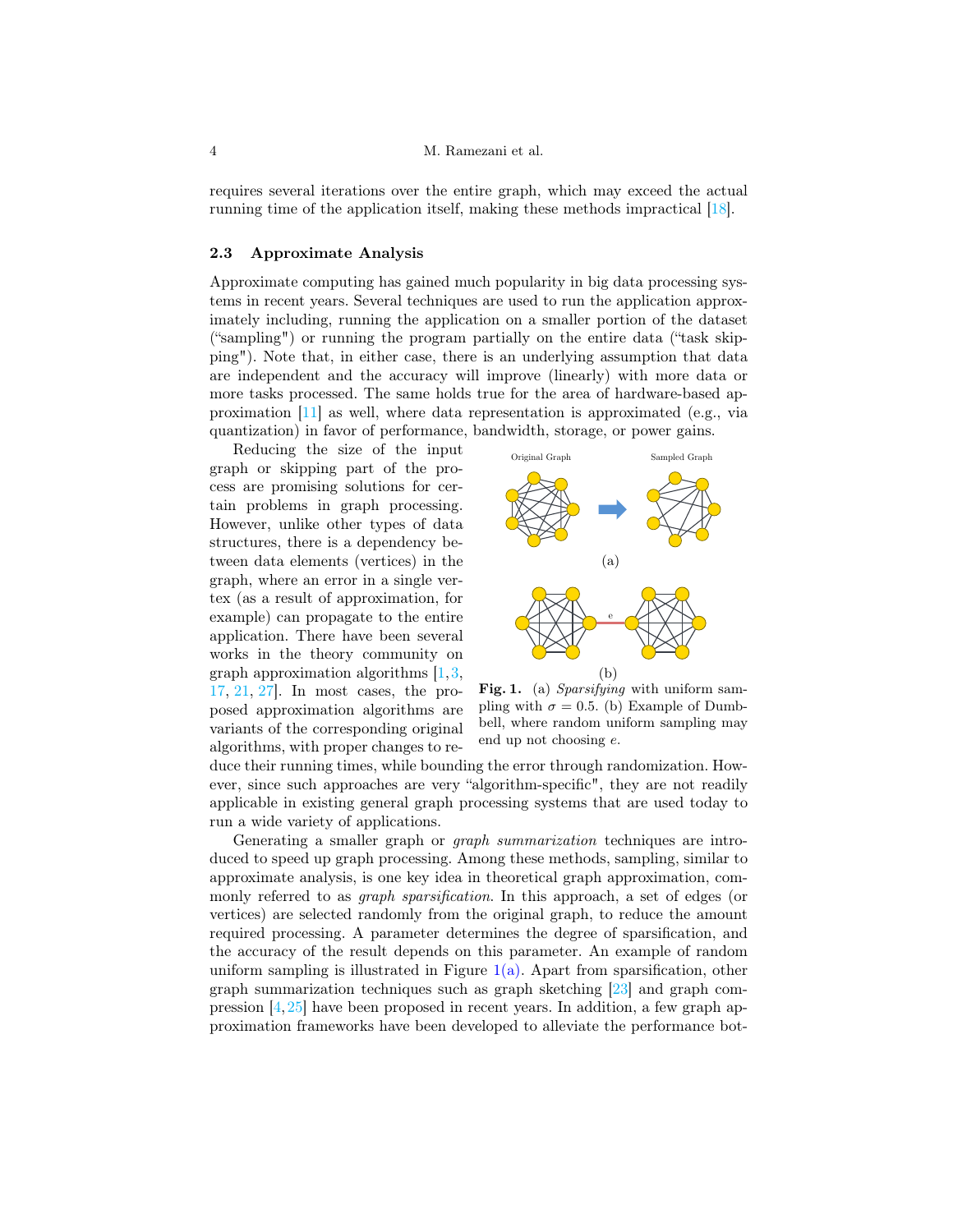requires several iterations over the entire graph, which may exceed the actual running time of the application itself, making these methods impractical [18].

### 2.3 Approximate Analysis

Approximate computing has gained much popularity in big data processing systems in recent years. Several techniques are used to run the application approximately including, running the application on a smaller portion of the dataset ("sampling") or running the program partially on the entire data ("task skipping"). Note that, in either case, there is an underlying assumption that data are independent and the accuracy will improve (linearly) with more data or more tasks processed. The same holds true for the area of hardware-based approximation [11] as well, where data representation is approximated (e.g., via quantization) in favor of performance, bandwidth, storage, or power gains.

Reducing the size of the input graph or skipping part of the process are promising solutions for certain problems in graph processing. However, unlike other types of data structures, there is a dependency between data elements (vertices) in the graph, where an error in a single vertex (as a result of approximation, for example) can propagate to the entire application. There have been several works in the theory community on graph approximation algorithms [1,3, 17, 21, 27]. In most cases, the proposed approximation algorithms are variants of the corresponding original algorithms, with proper changes to reduce their running times, while bounding the error through randomization. However, since such approaches are very "algorithm-specific", they are not readily applicable in existing general graph processing systems that are used today to run a wide variety of applications.

Original Graph

Sampled Graph

(a)

e

(b)

**Fig. 1.** (a) *Sparsifying* with uniform sampling with $\sigma = 0.5$. (b) Example of Dumbbell, where random uniform sampling may end up not choosing $e$.

Generating a smaller graph or *graph summarization* techniques are introduced to speed up graph processing. Among these methods, sampling, similar to approximate analysis, is one key idea in theoretical graph approximation, commonly referred to as *graph sparsification*. In this approach, a set of edges (or vertices) are selected randomly from the original graph, to reduce the amount required processing. A parameter determines the degree of sparsification, and the accuracy of the result depends on this parameter. An example of random uniform sampling is illustrated in Figure 1(a). Apart from sparsification, other graph summarization techniques such as graph sketching [23] and graph compression [4, 25] have been proposed in recent years. In addition, a few graph approximation frameworks have been developed to alleviate the performance bot-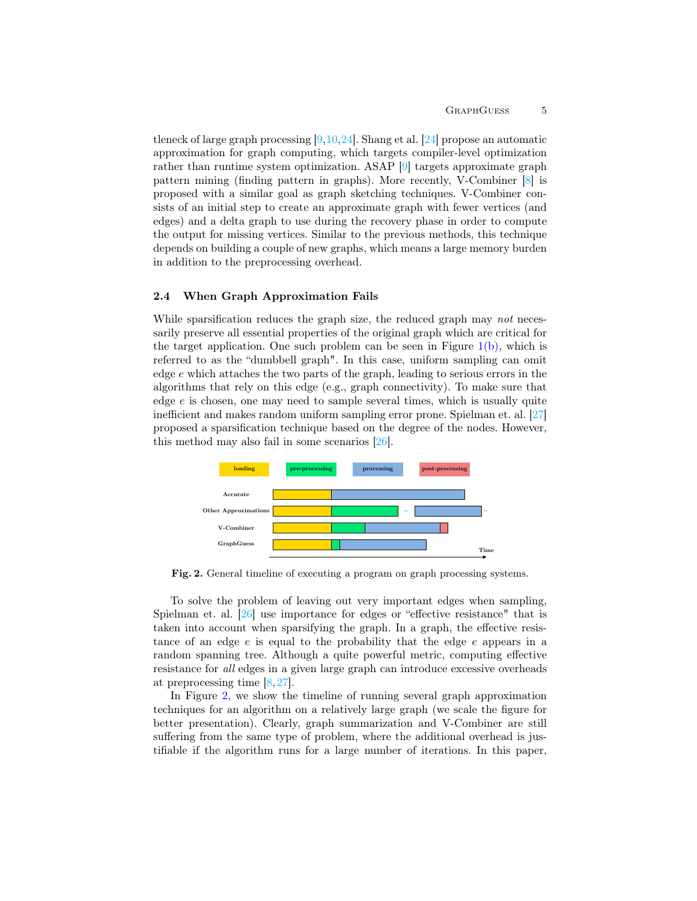tleneck of large graph processing [9,10,24]. Shang et al. [24] propose an automatic approximation for graph computing, which targets compiler-level optimization rather than runtime system optimization. ASAP [9] targets approximate graph pattern mining (finding pattern in graphs). More recently, V-Combiner [8] is proposed with a similar goal as graph sketching techniques. V-Combiner consists of an initial step to create an approximate graph with fewer vertices (and edges) and a delta graph to use during the recovery phase in order to compute the output for missing vertices. Similar to the previous methods, this technique depends on building a couple of new graphs, which means a large memory burden in addition to the preprocessing overhead.

### 2.4 When Graph Approximation Fails

While sparsification reduces the graph size, the reduced graph may *not* necessarily preserve all essential properties of the original graph which are critical for the target application. One such problem can be seen in Figure 1(b), which is referred to as the "dumbbell graph". In this case, uniform sampling can omit edge $e$ which attaches the two parts of the graph, leading to serious errors in the algorithms that rely on this edge (e.g., graph connectivity). To make sure that edge $e$ is chosen, one may need to sample several times, which is usually quite inefficient and makes random uniform sampling error prone. Spielman et. al. [27] proposed a sparsification technique based on the degree of the nodes. However, this method may also fail in some scenarios [26].

**Fig. 2.** General timeline of executing a program on graph processing systems.

To solve the problem of leaving out very important edges when sampling, Spielman et. al. [26] use importance for edges or "effective resistance" that is taken into account when sparsifying the graph. In a graph, the effective resistance of an edge $e$ is equal to the probability that the edge $e$ appears in a random spanning tree. Although a quite powerful metric, computing effective resistance for *all* edges in a given large graph can introduce excessive overheads at preprocessing time [8,27].

In Figure 2, we show the timeline of running several graph approximation techniques for an algorithm on a relatively large graph (we scale the figure for better presentation). Clearly, graph summarization and V-Combiner are still suffering from the same type of problem, where the additional overhead is justifiable if the algorithm runs for a large number of iterations. In this paper,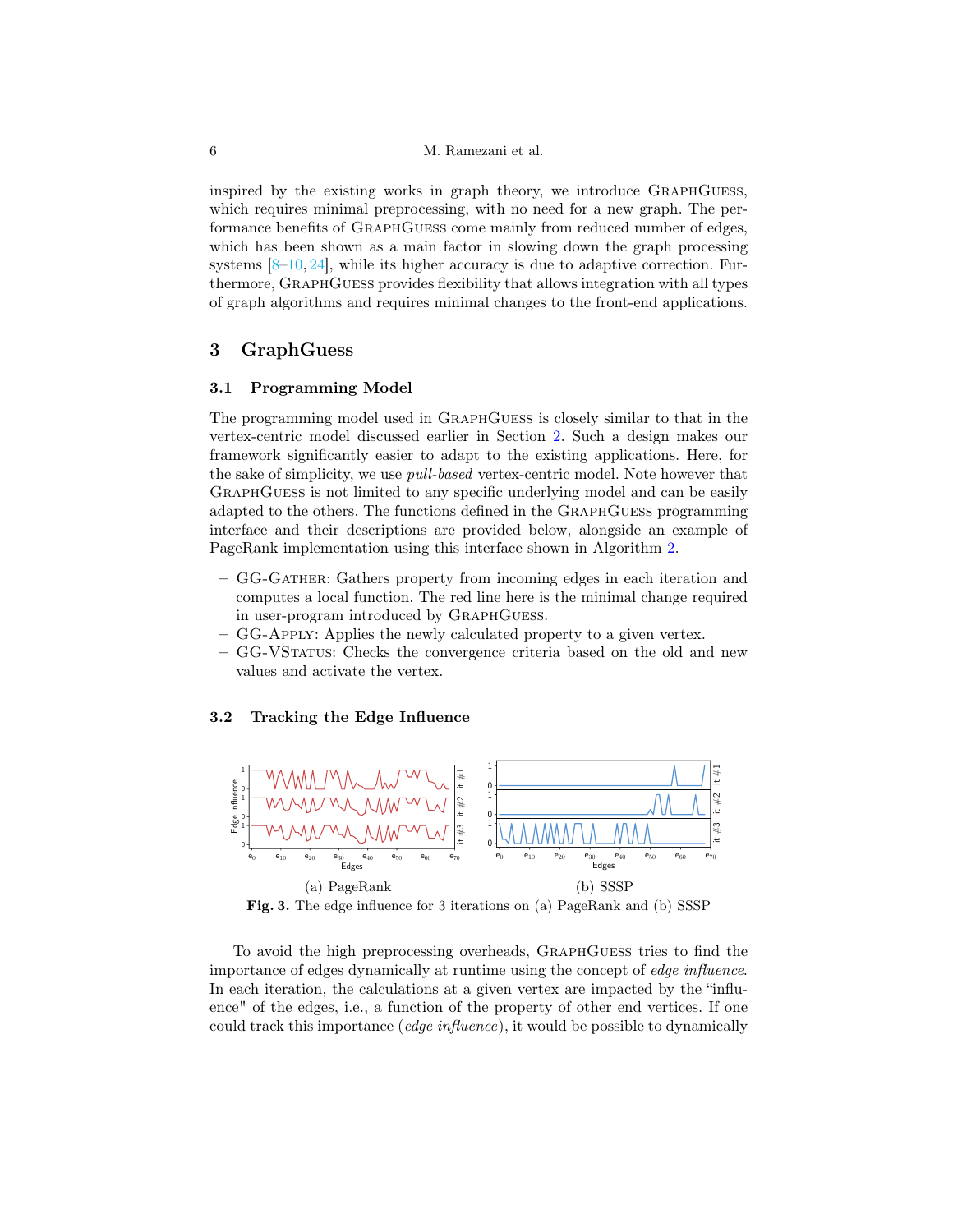inspired by the existing works in graph theory, we introduce GraphGuess, which requires minimal preprocessing, with no need for a new graph. The performance benefits of GraphGuess come mainly from reduced number of edges, which has been shown as a main factor in slowing down the graph processing systems [8–10, 24], while its higher accuracy is due to adaptive correction. Furthermore, GraphGuess provides flexibility that allows integration with all types of graph algorithms and requires minimal changes to the front-end applications.

## 3 GraphGuess

### 3.1 Programming Model

The programming model used in GraphGuess is closely similar to that in the vertex-centric model discussed earlier in Section 2. Such a design makes our framework significantly easier to adapt to the existing applications. Here, for the sake of simplicity, we use *pull-based* vertex-centric model. Note however that GraphGuess is not limited to any specific underlying model and can be easily adapted to the others. The functions defined in the GraphGuess programming interface and their descriptions are provided below, alongside an example of PageRank implementation using this interface shown in Algorithm 2.

- GG-Gather: Gathers property from incoming edges in each iteration and computes a local function. The red line here is the minimal change required in user-program introduced by GraphGuess.
- GG-Apply: Applies the newly calculated property to a given vertex.
- GG-VStatus: Checks the convergence criteria based on the old and new values and activate the vertex.

### 3.2 Tracking the Edge Influence

(a) PageRank (b) SSSP

**Fig. 3.** The edge influence for 3 iterations on (a) PageRank and (b) SSSP

To avoid the high preprocessing overheads, GraphGuess tries to find the importance of edges dynamically at runtime using the concept of *edge influence*. In each iteration, the calculations at a given vertex are impacted by the "influence" of the edges, i.e., a function of the property of other end vertices. If one could track this importance (*edge influence*), it would be possible to dynamically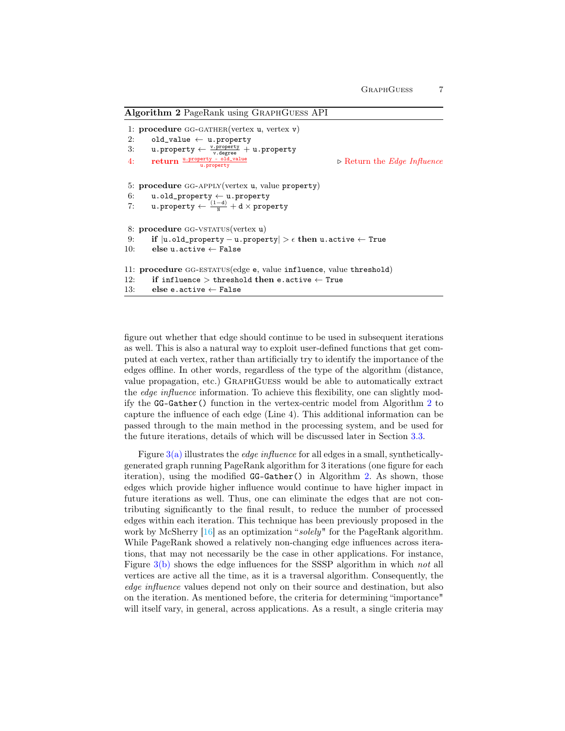**Algorithm 2** PageRank using GraphGuess API

```
1: procedure GG-GATHER(vertex u, vertex v)
2:     old_value ← u.property
3:     u.property ← v.property / v.degree + u.property
4:     return (u.property - old_value) / u.property          ▷ Return the Edge Influence

5: procedure GG-APPLY(vertex u, value property)
6:     u.old_property ← u.property
7:     u.property ← (1−d)/N + d × property

8: procedure GG-VSTATUS(vertex u)
9:     if |u.old_property − u.property| > ϵ then u.active ← True
10:    else u.active ← False

11: procedure GG-ESTATUS(edge e, value influence, value threshold)
12:    if influence > threshold then e.active ← True
13:    else e.active ← False
```

figure out whether that edge should continue to be used in subsequent iterations as well. This is also a natural way to exploit user-defined functions that get computed at each vertex, rather than artificially try to identify the importance of the edges offline. In other words, regardless of the type of the algorithm (distance, value propagation, etc.) GraphGuess would be able to automatically extract the *edge influence* information. To achieve this flexibility, one can slightly modify the `GG-Gather()` function in the vertex-centric model from Algorithm 2 to capture the influence of each edge (Line 4). This additional information can be passed through to the main method in the processing system, and be used for the future iterations, details of which will be discussed later in Section 3.3.

Figure 3(a) illustrates the *edge influence* for all edges in a small, synthetically-generated graph running PageRank algorithm for 3 iterations (one figure for each iteration), using the modified `GG-Gather()` in Algorithm 2. As shown, those edges which provide higher influence would continue to have higher impact in future iterations as well. Thus, one can eliminate the edges that are not contributing significantly to the final result, to reduce the number of processed edges within each iteration. This technique has been previously proposed in the work by McSherry [16] as an optimization "*solely*" for the PageRank algorithm. While PageRank showed a relatively non-changing edge influences across iterations, that may not necessarily be the case in other applications. For instance, Figure 3(b) shows the edge influences for the SSSP algorithm in which *not* all vertices are active all the time, as it is a traversal algorithm. Consequently, the *edge influence* values depend not only on their source and destination, but also on the iteration. As mentioned before, the criteria for determining "importance" will itself vary, in general, across applications. As a result, a single criteria may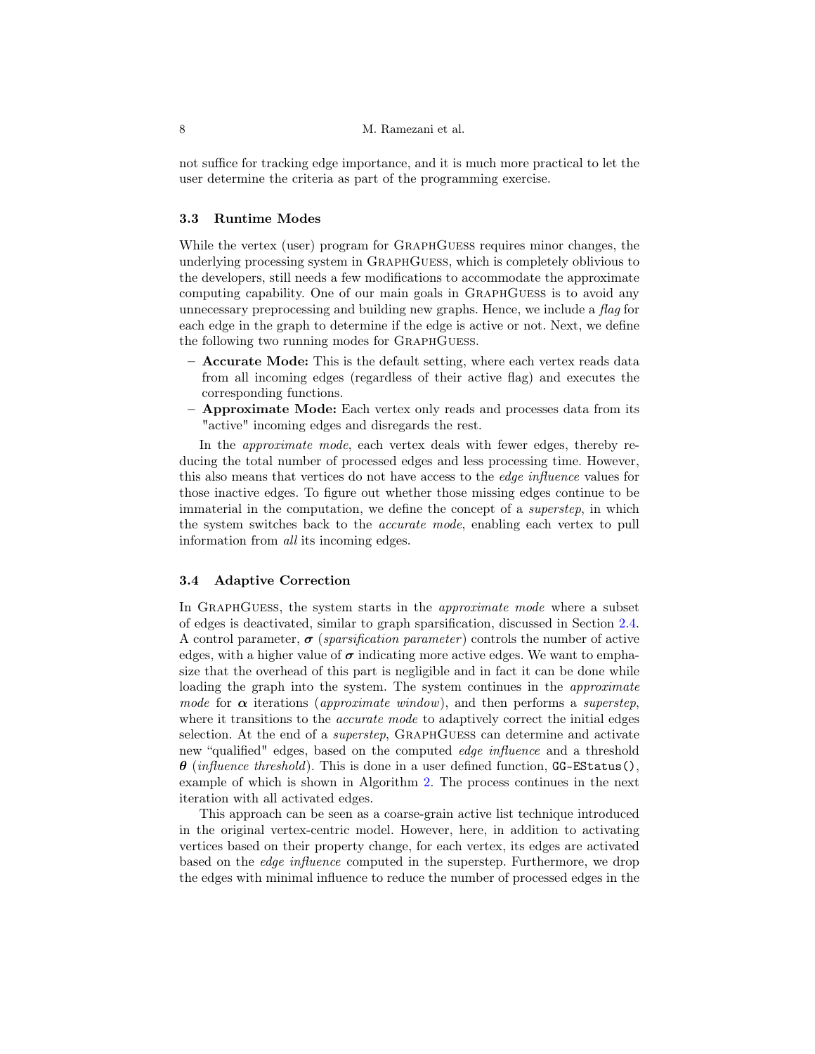not suffice for tracking edge importance, and it is much more practical to let the user determine the criteria as part of the programming exercise.

### 3.3 Runtime Modes

While the vertex (user) program for GraphGuess requires minor changes, the underlying processing system in GraphGuess, which is completely oblivious to the developers, still needs a few modifications to accommodate the approximate computing capability. One of our main goals in GraphGuess is to avoid any unnecessary preprocessing and building new graphs. Hence, we include a *flag* for each edge in the graph to determine if the edge is active or not. Next, we define the following two running modes for GraphGuess.

- **Accurate Mode:** This is the default setting, where each vertex reads data from all incoming edges (regardless of their active flag) and executes the corresponding functions.
- **Approximate Mode:** Each vertex only reads and processes data from its "active" incoming edges and disregards the rest.

In the *approximate mode*, each vertex deals with fewer edges, thereby reducing the total number of processed edges and less processing time. However, this also means that vertices do not have access to the *edge influence* values for those inactive edges. To figure out whether those missing edges continue to be immaterial in the computation, we define the concept of a *superstep*, in which the system switches back to the *accurate mode*, enabling each vertex to pull information from *all* its incoming edges.

### 3.4 Adaptive Correction

In GraphGuess, the system starts in the *approximate mode* where a subset of edges is deactivated, similar to graph sparsification, discussed in Section 2.4. A control parameter, $\boldsymbol{\sigma}$ (*sparsification parameter*) controls the number of active edges, with a higher value of $\boldsymbol{\sigma}$ indicating more active edges. We want to emphasize that the overhead of this part is negligible and in fact it can be done while loading the graph into the system. The system continues in the *approximate mode* for $\boldsymbol{\alpha}$ iterations (*approximate window*), and then performs a *superstep*, where it transitions to the *accurate mode* to adaptively correct the initial edges selection. At the end of a *superstep*, GraphGuess can determine and activate new "qualified" edges, based on the computed *edge influence* and a threshold $\boldsymbol{\theta}$ (*influence threshold*). This is done in a user defined function, `GG-EStatus()`, example of which is shown in Algorithm 2. The process continues in the next iteration with all activated edges.

This approach can be seen as a coarse-grain active list technique introduced in the original vertex-centric model. However, here, in addition to activating vertices based on their property change, for each vertex, its edges are activated based on the *edge influence* computed in the superstep. Furthermore, we drop the edges with minimal influence to reduce the number of processed edges in the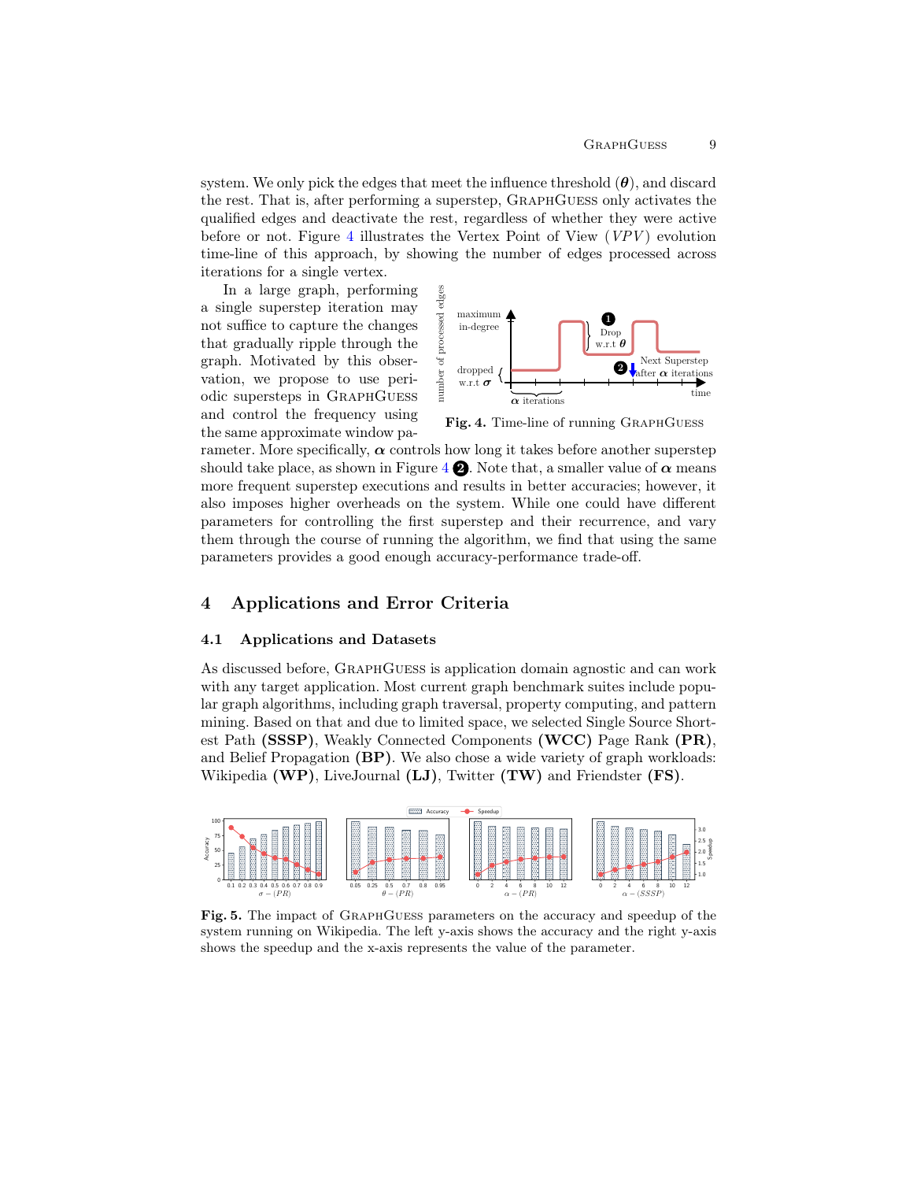system. We only pick the edges that meet the influence threshold ($\boldsymbol{\theta}$), and discard the rest. That is, after performing a superstep, GraphGuess only activates the qualified edges and deactivate the rest, regardless of whether they were active before or not. Figure 4 illustrates the Vertex Point of View ($VPV$) evolution time-line of this approach, by showing the number of edges processed across iterations for a single vertex.

In a large graph, performing a single superstep iteration may not suffice to capture the changes that gradually ripple through the graph. Motivated by this observation, we propose to use periodic supersteps in GraphGuess and control the frequency using the same approximate window parameter. More specifically, $\boldsymbol{\alpha}$ controls how long it takes before another superstep should take place, as shown in Figure 4 ❷. Note that, a smaller value of $\boldsymbol{\alpha}$ means more frequent superstep executions and results in better accuracies; however, it also imposes higher overheads on the system. While one could have different parameters for controlling the first superstep and their recurrence, and vary them through the course of running the algorithm, we find that using the same parameters provides a good enough accuracy-performance trade-off.

**Fig. 4.** Time-line of running GraphGuess

## 4 Applications and Error Criteria

### 4.1 Applications and Datasets

As discussed before, GraphGuess is application domain agnostic and can work with any target application. Most current graph benchmark suites include popular graph algorithms, including graph traversal, property computing, and pattern mining. Based on that and due to limited space, we selected Single Source Shortest Path **(SSSP)**, Weakly Connected Components **(WCC)** Page Rank **(PR)**, and Belief Propagation **(BP)**. We also chose a wide variety of graph workloads: Wikipedia **(WP)**, LiveJournal **(LJ)**, Twitter **(TW)** and Friendster **(FS)**.

**Fig. 5.** The impact of GraphGuess parameters on the accuracy and speedup of the system running on Wikipedia. The left y-axis shows the accuracy and the right y-axis shows the speedup and the x-axis represents the value of the parameter.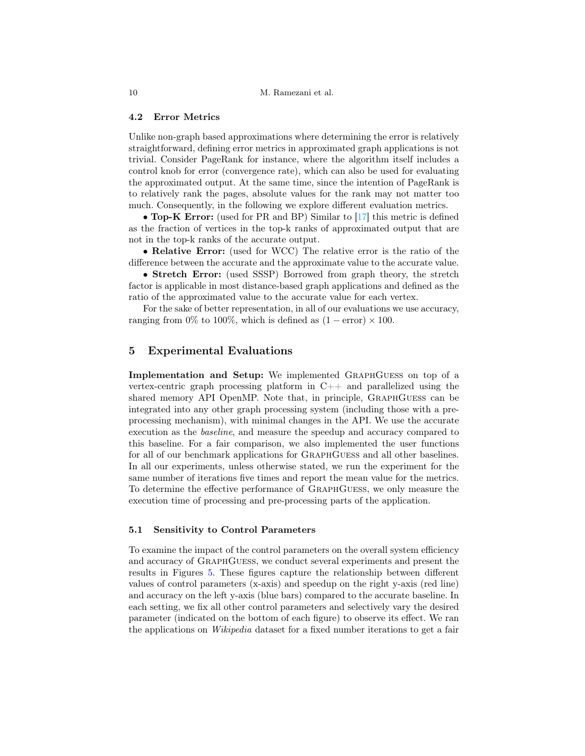### 4.2 Error Metrics

Unlike non-graph based approximations where determining the error is relatively straightforward, defining error metrics in approximated graph applications is not trivial. Consider PageRank for instance, where the algorithm itself includes a control knob for error (convergence rate), which can also be used for evaluating the approximated output. At the same time, since the intention of PageRank is to relatively rank the pages, absolute values for the rank may not matter too much. Consequently, in the following we explore different evaluation metrics.

• **Top-K Error:** (used for PR and BP) Similar to [17] this metric is defined as the fraction of vertices in the top-k ranks of approximated output that are not in the top-k ranks of the accurate output.

• **Relative Error:** (used for WCC) The relative error is the ratio of the difference between the accurate and the approximate value to the accurate value.

• **Stretch Error:** (used SSSP) Borrowed from graph theory, the stretch factor is applicable in most distance-based graph applications and defined as the ratio of the approximated value to the accurate value for each vertex.

For the sake of better representation, in all of our evaluations we use accuracy, ranging from 0% to 100%, which is defined as $(1 - \text{error}) \times 100$.

## 5 Experimental Evaluations

**Implementation and Setup:** We implemented GraphGuess on top of a vertex-centric graph processing platform in C++ and parallelized using the shared memory API OpenMP. Note that, in principle, GraphGuess can be integrated into any other graph processing system (including those with a pre-processing mechanism), with minimal changes in the API. We use the accurate execution as the *baseline*, and measure the speedup and accuracy compared to this baseline. For a fair comparison, we also implemented the user functions for all of our benchmark applications for GraphGuess and all other baselines. In all our experiments, unless otherwise stated, we run the experiment for the same number of iterations five times and report the mean value for the metrics. To determine the effective performance of GraphGuess, we only measure the execution time of processing and pre-processing parts of the application.

### 5.1 Sensitivity to Control Parameters

To examine the impact of the control parameters on the overall system efficiency and accuracy of GraphGuess, we conduct several experiments and present the results in Figures 5. These figures capture the relationship between different values of control parameters (x-axis) and speedup on the right y-axis (red line) and accuracy on the left y-axis (blue bars) compared to the accurate baseline. In each setting, we fix all other control parameters and selectively vary the desired parameter (indicated on the bottom of each figure) to observe its effect. We ran the applications on *Wikipedia* dataset for a fixed number iterations to get a fair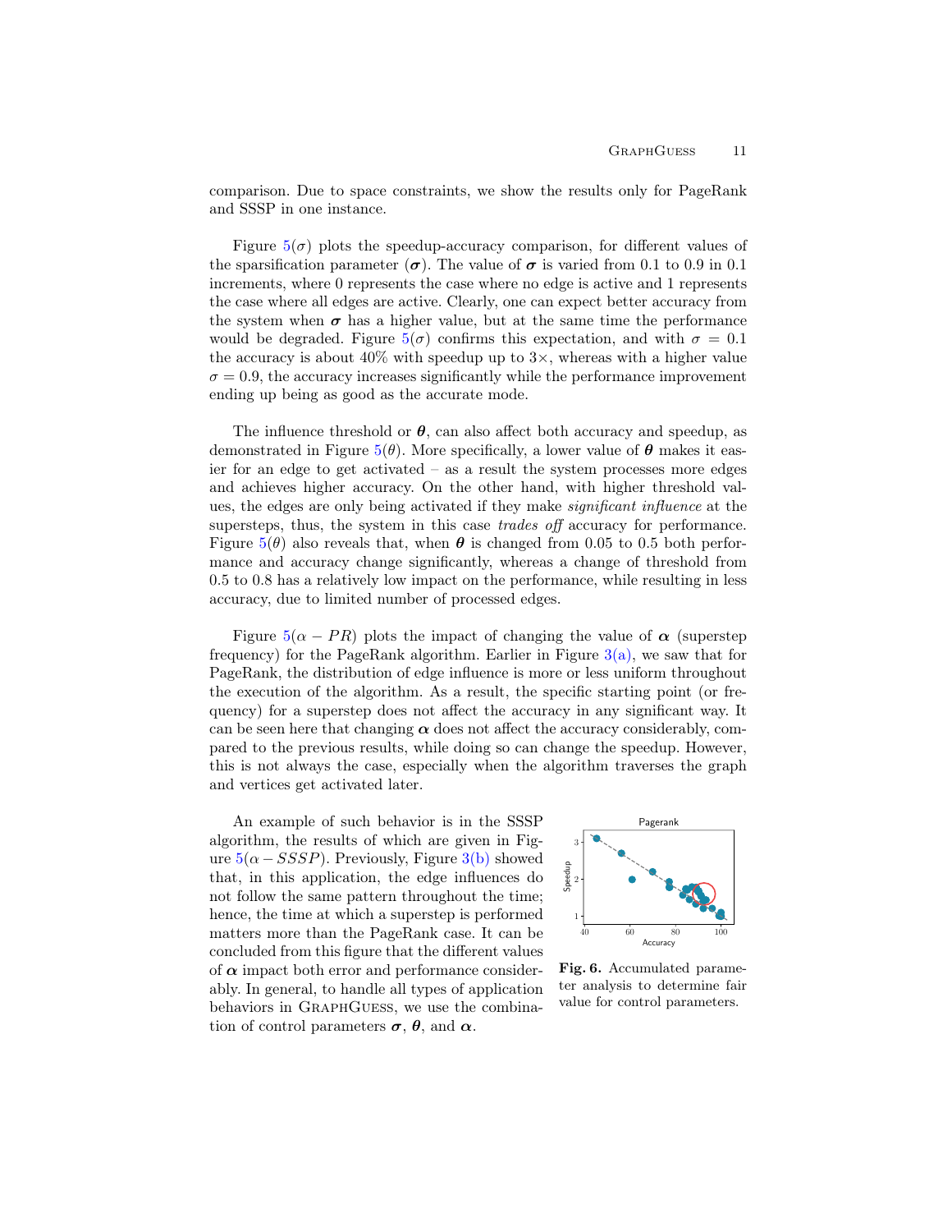comparison. Due to space constraints, we show the results only for PageRank and SSSP in one instance.

Figure 5($\sigma$) plots the speedup-accuracy comparison, for different values of the sparsification parameter ($\boldsymbol{\sigma}$). The value of $\boldsymbol{\sigma}$ is varied from 0.1 to 0.9 in 0.1 increments, where 0 represents the case where no edge is active and 1 represents the case where all edges are active. Clearly, one can expect better accuracy from the system when $\boldsymbol{\sigma}$ has a higher value, but at the same time the performance would be degraded. Figure 5($\sigma$) confirms this expectation, and with $\sigma = 0.1$ the accuracy is about 40% with speedup up to 3×, whereas with a higher value $\sigma = 0.9$, the accuracy increases significantly while the performance improvement ending up being as good as the accurate mode.

The influence threshold or $\boldsymbol{\theta}$, can also affect both accuracy and speedup, as demonstrated in Figure 5($\theta$). More specifically, a lower value of $\boldsymbol{\theta}$ makes it easier for an edge to get activated – as a result the system processes more edges and achieves higher accuracy. On the other hand, with higher threshold values, the edges are only being activated if they make *significant influence* at the supersteps, thus, the system in this case *trades off* accuracy for performance. Figure 5($\theta$) also reveals that, when $\boldsymbol{\theta}$ is changed from 0.05 to 0.5 both performance and accuracy change significantly, whereas a change of threshold from 0.5 to 0.8 has a relatively low impact on the performance, while resulting in less accuracy, due to limited number of processed edges.

Figure 5($\alpha - PR$) plots the impact of changing the value of $\boldsymbol{\alpha}$ (superstep frequency) for the PageRank algorithm. Earlier in Figure 3(a), we saw that for PageRank, the distribution of edge influence is more or less uniform throughout the execution of the algorithm. As a result, the specific starting point (or frequency) for a superstep does not affect the accuracy in any significant way. It can be seen here that changing $\boldsymbol{\alpha}$ does not affect the accuracy considerably, compared to the previous results, while doing so can change the speedup. However, this is not always the case, especially when the algorithm traverses the graph and vertices get activated later.

An example of such behavior is in the SSSP algorithm, the results of which are given in Figure 5($\alpha - SSSP$). Previously, Figure 3(b) showed that, in this application, the edge influences do not follow the same pattern throughout the time; hence, the time at which a superstep is performed matters more than the PageRank case. It can be concluded from this figure that the different values of $\boldsymbol{\alpha}$ impact both error and performance considerably. In general, to handle all types of application behaviors in GraphGuess, we use the combination of control parameters $\boldsymbol{\sigma}$, $\boldsymbol{\theta}$, and $\boldsymbol{\alpha}$.

**Fig. 6.** Accumulated parameter analysis to determine fair value for control parameters.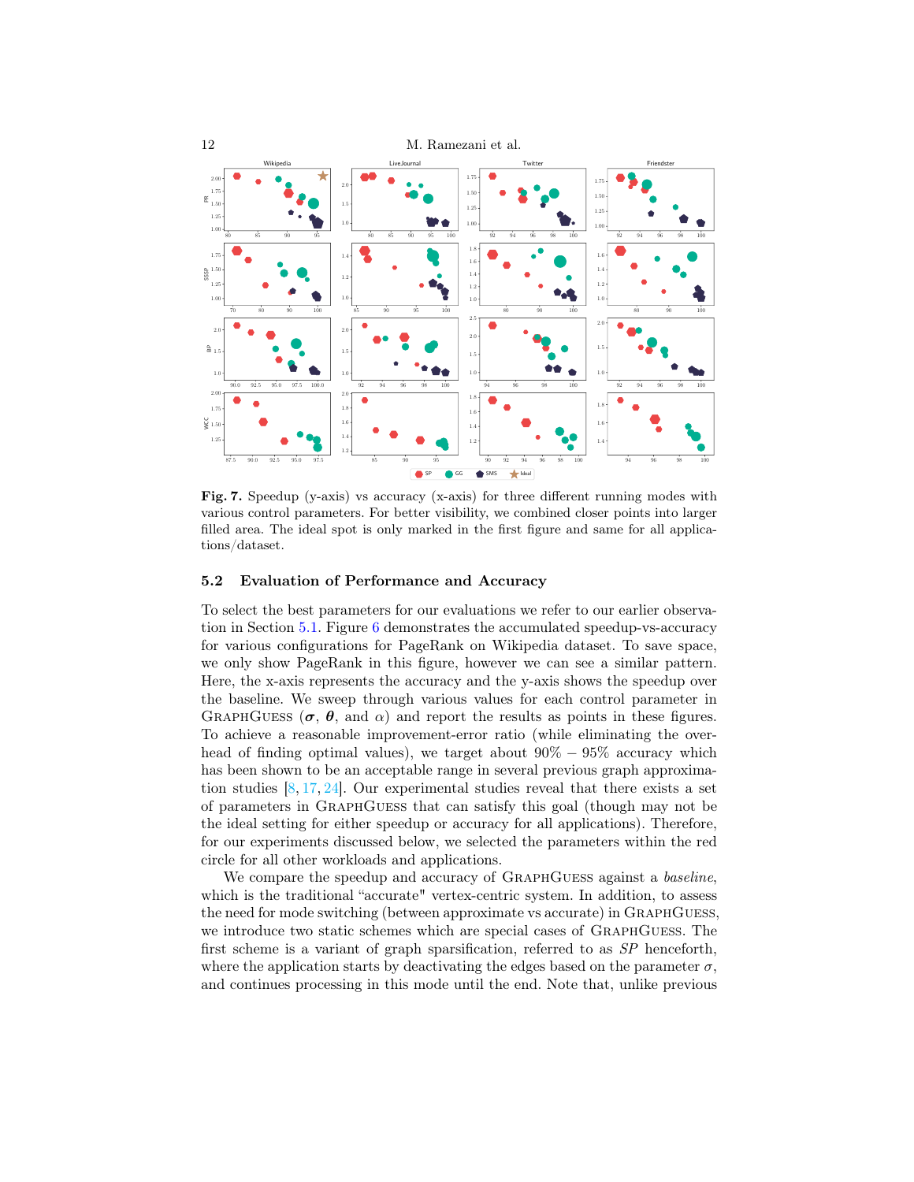**Fig. 7.** Speedup (y-axis) vs accuracy (x-axis) for three different running modes with various control parameters. For better visibility, we combined closer points into larger filled area. The ideal spot is only marked in the first figure and same for all applications/dataset.

### 5.2 Evaluation of Performance and Accuracy

To select the best parameters for our evaluations we refer to our earlier observation in Section 5.1. Figure 6 demonstrates the accumulated speedup-vs-accuracy for various configurations for PageRank on Wikipedia dataset. To save space, we only show PageRank in this figure, however we can see a similar pattern. Here, the x-axis represents the accuracy and the y-axis shows the speedup over the baseline. We sweep through various values for each control parameter in GraphGuess ($\boldsymbol{\sigma}$, $\boldsymbol{\theta}$, and $\alpha$) and report the results as points in these figures. To achieve a reasonable improvement-error ratio (while eliminating the overhead of finding optimal values), we target about $90\% - 95\%$ accuracy which has been shown to be an acceptable range in several previous graph approximation studies [8, 17, 24]. Our experimental studies reveal that there exists a set of parameters in GraphGuess that can satisfy this goal (though may not be the ideal setting for either speedup or accuracy for all applications). Therefore, for our experiments discussed below, we selected the parameters within the red circle for all other workloads and applications.

We compare the speedup and accuracy of GraphGuess against a *baseline*, which is the traditional "accurate" vertex-centric system. In addition, to assess the need for mode switching (between approximate vs accurate) in GraphGuess, we introduce two static schemes which are special cases of GraphGuess. The first scheme is a variant of graph sparsification, referred to as *SP* henceforth, where the application starts by deactivating the edges based on the parameter $\sigma$, and continues processing in this mode until the end. Note that, unlike previous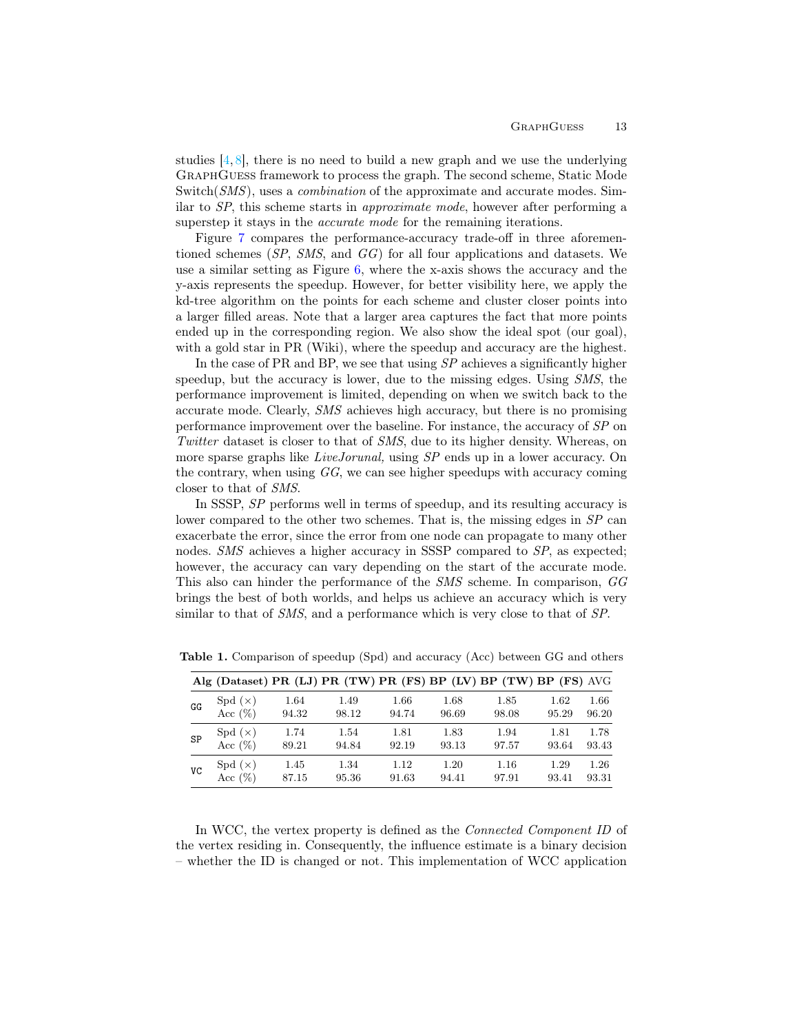studies [4, 8], there is no need to build a new graph and we use the underlying GraphGuess framework to process the graph. The second scheme, Static Mode Switch(*SMS*), uses a *combination* of the approximate and accurate modes. Similar to *SP*, this scheme starts in *approximate mode*, however after performing a superstep it stays in the *accurate mode* for the remaining iterations.

Figure 7 compares the performance-accuracy trade-off in three aforementioned schemes (*SP*, *SMS*, and *GG*) for all four applications and datasets. We use a similar setting as Figure 6, where the x-axis shows the accuracy and the y-axis represents the speedup. However, for better visibility here, we apply the kd-tree algorithm on the points for each scheme and cluster closer points into a larger filled areas. Note that a larger area captures the fact that more points ended up in the corresponding region. We also show the ideal spot (our goal), with a gold star in PR (Wiki), where the speedup and accuracy are the highest.

In the case of PR and BP, we see that using *SP* achieves a significantly higher speedup, but the accuracy is lower, due to the missing edges. Using *SMS*, the performance improvement is limited, depending on when we switch back to the accurate mode. Clearly, *SMS* achieves high accuracy, but there is no promising performance improvement over the baseline. For instance, the accuracy of *SP* on *Twitter* dataset is closer to that of *SMS*, due to its higher density. Whereas, on more sparse graphs like *LiveJorunal*, using *SP* ends up in a lower accuracy. On the contrary, when using *GG*, we can see higher speedups with accuracy coming closer to that of *SMS*.

In SSSP, *SP* performs well in terms of speedup, and its resulting accuracy is lower compared to the other two schemes. That is, the missing edges in *SP* can exacerbate the error, since the error from one node can propagate to many other nodes. *SMS* achieves a higher accuracy in SSSP compared to *SP*, as expected; however, the accuracy can vary depending on the start of the accurate mode. This also can hinder the performance of the *SMS* scheme. In comparison, *GG* brings the best of both worlds, and helps us achieve an accuracy which is very similar to that of *SMS*, and a performance which is very close to that of *SP*.

**Table 1.** Comparison of speedup (Spd) and accuracy (Acc) between GG and others

| Alg | (Dataset) | PR (LJ) | PR (TW) | PR (FS) | BP (LV) | BP (TW) | BP (FS) | AVG |
|---|---|---|---|---|---|---|---|---|
| GG | Spd (×) | 1.64 | 1.49 | 1.66 | 1.68 | 1.85 | 1.62 | 1.66 |
| | Acc (%) | 94.32 | 98.12 | 94.74 | 96.69 | 98.08 | 95.29 | 96.20 |
| SP | Spd (×) | 1.74 | 1.54 | 1.81 | 1.83 | 1.94 | 1.81 | 1.78 |
| | Acc (%) | 89.21 | 94.84 | 92.19 | 93.13 | 97.57 | 93.64 | 93.43 |
| VC | Spd (×) | 1.45 | 1.34 | 1.12 | 1.20 | 1.16 | 1.29 | 1.26 |
| | Acc (%) | 87.15 | 95.36 | 91.63 | 94.41 | 97.91 | 93.41 | 93.31 |

In WCC, the vertex property is defined as the *Connected Component ID* of the vertex residing in. Consequently, the influence estimate is a binary decision – whether the ID is changed or not. This implementation of WCC application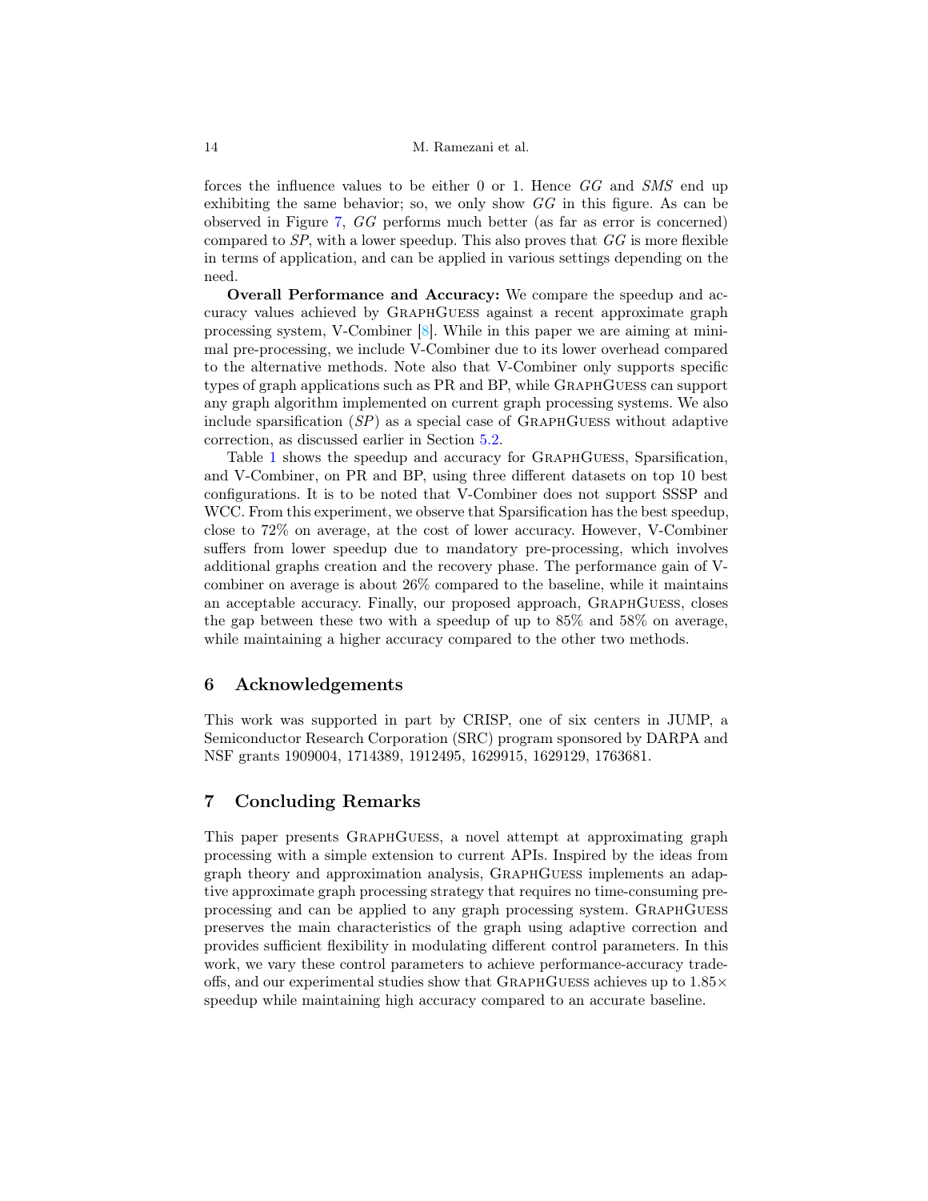forces the influence values to be either 0 or 1. Hence *GG* and *SMS* end up exhibiting the same behavior; so, we only show *GG* in this figure. As can be observed in Figure 7, *GG* performs much better (as far as error is concerned) compared to *SP*, with a lower speedup. This also proves that *GG* is more flexible in terms of application, and can be applied in various settings depending on the need.

**Overall Performance and Accuracy:** We compare the speedup and accuracy values achieved by GraphGuess against a recent approximate graph processing system, V-Combiner [8]. While in this paper we are aiming at minimal pre-processing, we include V-Combiner due to its lower overhead compared to the alternative methods. Note also that V-Combiner only supports specific types of graph applications such as PR and BP, while GraphGuess can support any graph algorithm implemented on current graph processing systems. We also include sparsification (*SP*) as a special case of GraphGuess without adaptive correction, as discussed earlier in Section 5.2.

Table 1 shows the speedup and accuracy for GraphGuess, Sparsification, and V-Combiner, on PR and BP, using three different datasets on top 10 best configurations. It is to be noted that V-Combiner does not support SSSP and WCC. From this experiment, we observe that Sparsification has the best speedup, close to 72% on average, at the cost of lower accuracy. However, V-Combiner suffers from lower speedup due to mandatory pre-processing, which involves additional graphs creation and the recovery phase. The performance gain of V-combiner on average is about 26% compared to the baseline, while it maintains an acceptable accuracy. Finally, our proposed approach, GraphGuess, closes the gap between these two with a speedup of up to 85% and 58% on average, while maintaining a higher accuracy compared to the other two methods.

## 6 Acknowledgements

This work was supported in part by CRISP, one of six centers in JUMP, a Semiconductor Research Corporation (SRC) program sponsored by DARPA and NSF grants 1909004, 1714389, 1912495, 1629915, 1629129, 1763681.

## 7 Concluding Remarks

This paper presents GraphGuess, a novel attempt at approximating graph processing with a simple extension to current APIs. Inspired by the ideas from graph theory and approximation analysis, GraphGuess implements an adaptive approximate graph processing strategy that requires no time-consuming preprocessing and can be applied to any graph processing system. GraphGuess preserves the main characteristics of the graph using adaptive correction and provides sufficient flexibility in modulating different control parameters. In this work, we vary these control parameters to achieve performance-accuracy tradeoffs, and our experimental studies show that GraphGuess achieves up to 1.85× speedup while maintaining high accuracy compared to an accurate baseline.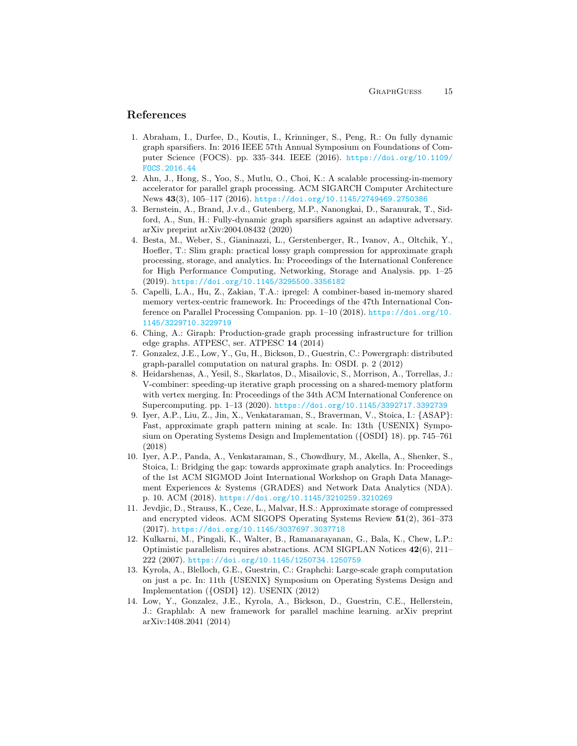## References

1. Abraham, I., Durfee, D., Koutis, I., Krinninger, S., Peng, R.: On fully dynamic graph sparsifiers. In: 2016 IEEE 57th Annual Symposium on Foundations of Computer Science (FOCS). pp. 335–344. IEEE (2016). https://doi.org/10.1109/FOCS.2016.44
2. Ahn, J., Hong, S., Yoo, S., Mutlu, O., Choi, K.: A scalable processing-in-memory accelerator for parallel graph processing. ACM SIGARCH Computer Architecture News **43**(3), 105–117 (2016). https://doi.org/10.1145/2749469.2750386
3. Bernstein, A., Brand, J.v.d., Gutenberg, M.P., Nanongkai, D., Saranurak, T., Sidford, A., Sun, H.: Fully-dynamic graph sparsifiers against an adaptive adversary. arXiv preprint arXiv:2004.08432 (2020)
4. Besta, M., Weber, S., Gianinazzi, L., Gerstenberger, R., Ivanov, A., Oltchik, Y., Hoefler, T.: Slim graph: practical lossy graph compression for approximate graph processing, storage, and analytics. In: Proceedings of the International Conference for High Performance Computing, Networking, Storage and Analysis. pp. 1–25 (2019). https://doi.org/10.1145/3295500.3356182
5. Capelli, L.A., Hu, Z., Zakian, T.A.: ipregel: A combiner-based in-memory shared memory vertex-centric framework. In: Proceedings of the 47th International Conference on Parallel Processing Companion. pp. 1–10 (2018). https://doi.org/10.1145/3229710.3229719
6. Ching, A.: Giraph: Production-grade graph processing infrastructure for trillion edge graphs. ATPESC, ser. ATPESC **14** (2014)
7. Gonzalez, J.E., Low, Y., Gu, H., Bickson, D., Guestrin, C.: Powergraph: distributed graph-parallel computation on natural graphs. In: OSDI. p. 2 (2012)
8. Heidarshenas, A., Yesil, S., Skarlatos, D., Misailovic, S., Morrison, A., Torrellas, J.: V-combiner: speeding-up iterative graph processing on a shared-memory platform with vertex merging. In: Proceedings of the 34th ACM International Conference on Supercomputing. pp. 1–13 (2020). https://doi.org/10.1145/3392717.3392739
9. Iyer, A.P., Liu, Z., Jin, X., Venkataraman, S., Braverman, V., Stoica, I.: {ASAP}: Fast, approximate graph pattern mining at scale. In: 13th {USENIX} Symposium on Operating Systems Design and Implementation ({OSDI} 18). pp. 745–761 (2018)
10. Iyer, A.P., Panda, A., Venkataraman, S., Chowdhury, M., Akella, A., Shenker, S., Stoica, I.: Bridging the gap: towards approximate graph analytics. In: Proceedings of the 1st ACM SIGMOD Joint International Workshop on Graph Data Management Experiences & Systems (GRADES) and Network Data Analytics (NDA). p. 10. ACM (2018). https://doi.org/10.1145/3210259.3210269
11. Jevdjic, D., Strauss, K., Ceze, L., Malvar, H.S.: Approximate storage of compressed and encrypted videos. ACM SIGOPS Operating Systems Review **51**(2), 361–373 (2017). https://doi.org/10.1145/3037697.3037718
12. Kulkarni, M., Pingali, K., Walter, B., Ramanarayanan, G., Bala, K., Chew, L.P.: Optimistic parallelism requires abstractions. ACM SIGPLAN Notices **42**(6), 211–222 (2007). https://doi.org/10.1145/1250734.1250759
13. Kyrola, A., Blelloch, G.E., Guestrin, C.: Graphchi: Large-scale graph computation on just a pc. In: 11th {USENIX} Symposium on Operating Systems Design and Implementation ({OSDI} 12). USENIX (2012)
14. Low, Y., Gonzalez, J.E., Kyrola, A., Bickson, D., Guestrin, C.E., Hellerstein, J.: Graphlab: A new framework for parallel machine learning. arXiv preprint arXiv:1408.2041 (2014)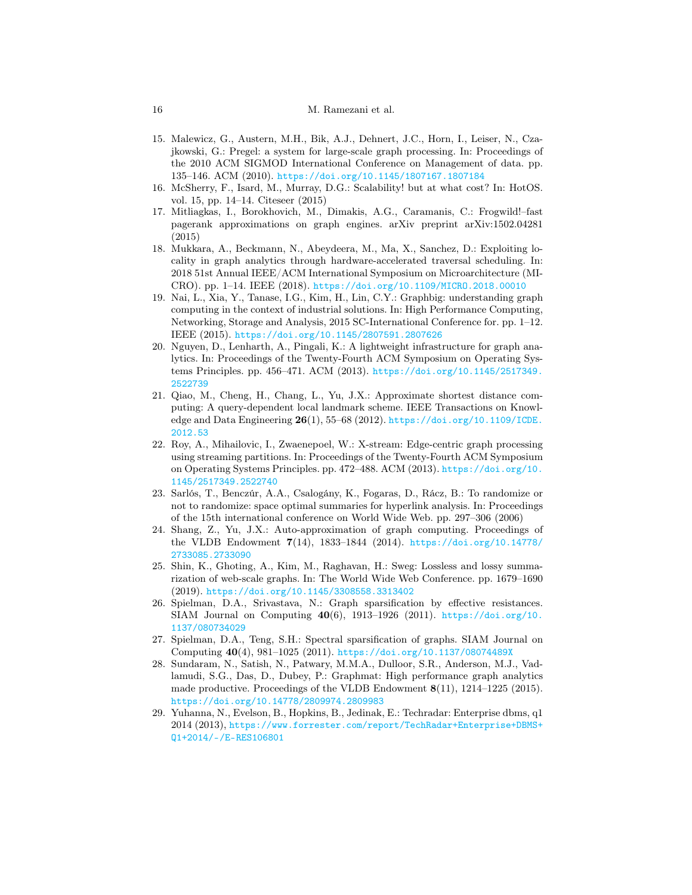15. Malewicz, G., Austern, M.H., Bik, A.J., Dehnert, J.C., Horn, I., Leiser, N., Czajkowski, G.: Pregel: a system for large-scale graph processing. In: Proceedings of the 2010 ACM SIGMOD International Conference on Management of data. pp. 135–146. ACM (2010). https://doi.org/10.1145/1807167.1807184
16. McSherry, F., Isard, M., Murray, D.G.: Scalability! but at what cost? In: HotOS. vol. 15, pp. 14–14. Citeseer (2015)
17. Mitliagkas, I., Borokhovich, M., Dimakis, A.G., Caramanis, C.: Frogwild!–fast pagerank approximations on graph engines. arXiv preprint arXiv:1502.04281 (2015)
18. Mukkara, A., Beckmann, N., Abeydeera, M., Ma, X., Sanchez, D.: Exploiting locality in graph analytics through hardware-accelerated traversal scheduling. In: 2018 51st Annual IEEE/ACM International Symposium on Microarchitecture (MICRO). pp. 1–14. IEEE (2018). https://doi.org/10.1109/MICRO.2018.00010
19. Nai, L., Xia, Y., Tanase, I.G., Kim, H., Lin, C.Y.: Graphbig: understanding graph computing in the context of industrial solutions. In: High Performance Computing, Networking, Storage and Analysis, 2015 SC-International Conference for. pp. 1–12. IEEE (2015). https://doi.org/10.1145/2807591.2807626
20. Nguyen, D., Lenharth, A., Pingali, K.: A lightweight infrastructure for graph analytics. In: Proceedings of the Twenty-Fourth ACM Symposium on Operating Systems Principles. pp. 456–471. ACM (2013). https://doi.org/10.1145/2517349.2522739
21. Qiao, M., Cheng, H., Chang, L., Yu, J.X.: Approximate shortest distance computing: A query-dependent local landmark scheme. IEEE Transactions on Knowledge and Data Engineering **26**(1), 55–68 (2012). https://doi.org/10.1109/ICDE.2012.53
22. Roy, A., Mihailovic, I., Zwaenepoel, W.: X-stream: Edge-centric graph processing using streaming partitions. In: Proceedings of the Twenty-Fourth ACM Symposium on Operating Systems Principles. pp. 472–488. ACM (2013). https://doi.org/10.1145/2517349.2522740
23. Sarlós, T., Benczúr, A.A., Csalogány, K., Fogaras, D., Rácz, B.: To randomize or not to randomize: space optimal summaries for hyperlink analysis. In: Proceedings of the 15th international conference on World Wide Web. pp. 297–306 (2006)
24. Shang, Z., Yu, J.X.: Auto-approximation of graph computing. Proceedings of the VLDB Endowment **7**(14), 1833–1844 (2014). https://doi.org/10.14778/2733085.2733090
25. Shin, K., Ghoting, A., Kim, M., Raghavan, H.: Sweg: Lossless and lossy summarization of web-scale graphs. In: The World Wide Web Conference. pp. 1679–1690 (2019). https://doi.org/10.1145/3308558.3313402
26. Spielman, D.A., Srivastava, N.: Graph sparsification by effective resistances. SIAM Journal on Computing **40**(6), 1913–1926 (2011). https://doi.org/10.1137/080734029
27. Spielman, D.A., Teng, S.H.: Spectral sparsification of graphs. SIAM Journal on Computing **40**(4), 981–1025 (2011). https://doi.org/10.1137/08074489X
28. Sundaram, N., Satish, N., Patwary, M.M.A., Dulloor, S.R., Anderson, M.J., Vadlamudi, S.G., Das, D., Dubey, P.: Graphmat: High performance graph analytics made productive. Proceedings of the VLDB Endowment **8**(11), 1214–1225 (2015). https://doi.org/10.14778/2809974.2809983
29. Yuhanna, N., Evelson, B., Hopkins, B., Jedinak, E.: Techradar: Enterprise dbms, q1 2014 (2013), https://www.forrester.com/report/TechRadar+Enterprise+DBMS+Q1+2014/-/E-RES106801